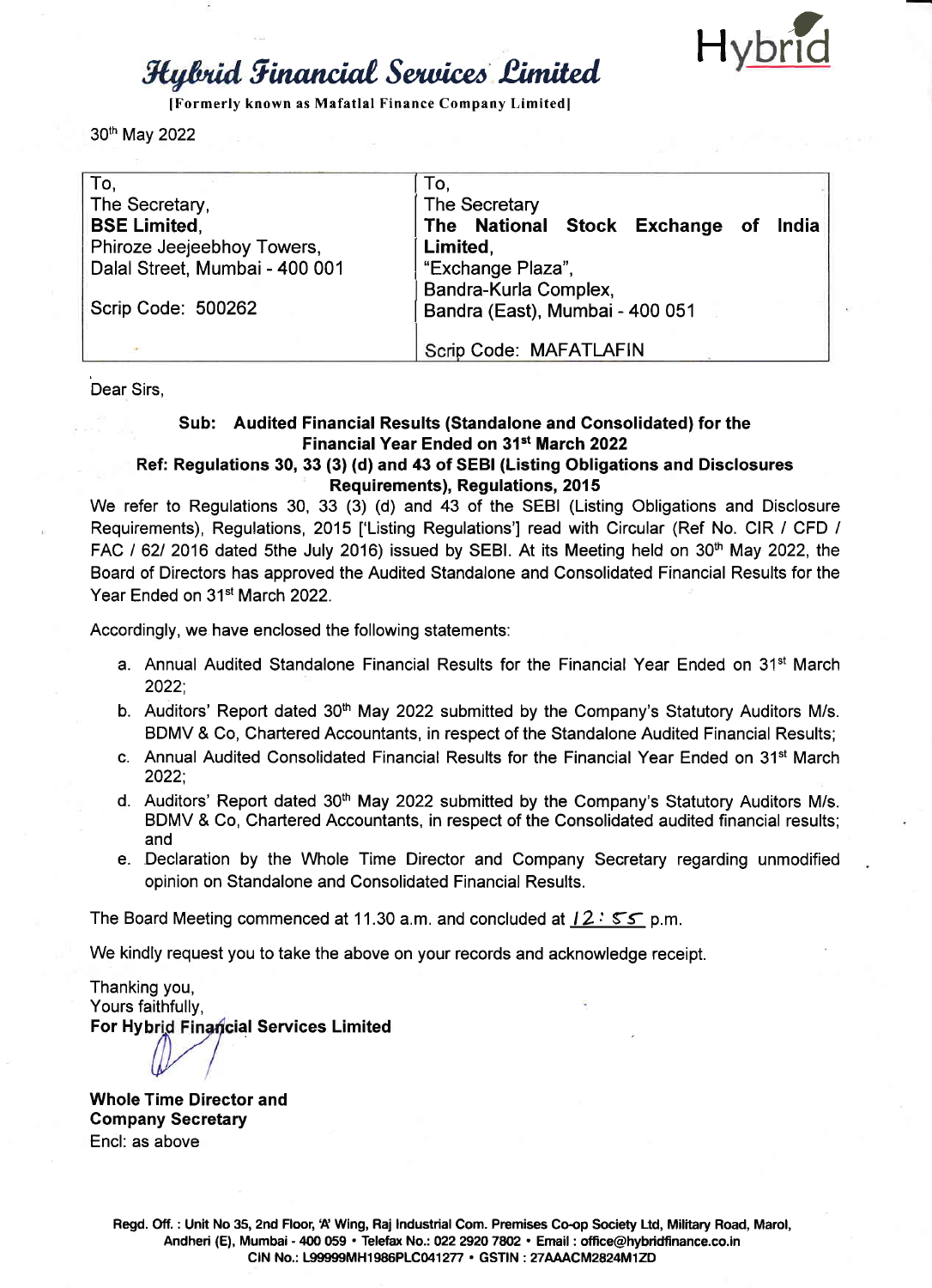# Hybrid Financial Services Limited

[Formerly known as Mafatlal Finance Company Limited]

Hybrid

30th May 2022

| To, | To, |
|---|---|
| The Secretary, | The Secretary |
| **BSE Limited**, | **The National Stock Exchange of India Limited**, |
| Phiroze Jeejeebhoy Towers, | "Exchange Plaza", |
| Dalal Street, Mumbai - 400 001 | Bandra-Kurla Complex, |
| Scrip Code: 500262 | Bandra (East), Mumbai - 400 051 |
| | Scrip Code: MAFATLAFIN |

Dear Sirs,

**Sub: Audited Financial Results (Standalone and Consolidated) for the Financial Year Ended on 31st March 2022**

**Ref: Regulations 30, 33 (3) (d) and 43 of SEBI (Listing Obligations and Disclosures Requirements), Regulations, 2015**

We refer to Regulations 30, 33 (3) (d) and 43 of the SEBI (Listing Obligations and Disclosure Requirements), Regulations, 2015 ['Listing Regulations'] read with Circular (Ref No. CIR / CFD / FAC / 62/ 2016 dated 5the July 2016) issued by SEBI. At its Meeting held on 30th May 2022, the Board of Directors has approved the Audited Standalone and Consolidated Financial Results for the Year Ended on 31st March 2022.

Accordingly, we have enclosed the following statements:

a. Annual Audited Standalone Financial Results for the Financial Year Ended on 31st March 2022;
b. Auditors' Report dated 30th May 2022 submitted by the Company's Statutory Auditors M/s. BDMV & Co, Chartered Accountants, in respect of the Standalone Audited Financial Results;
c. Annual Audited Consolidated Financial Results for the Financial Year Ended on 31st March 2022;
d. Auditors' Report dated 30th May 2022 submitted by the Company's Statutory Auditors M/s. BDMV & Co, Chartered Accountants, in respect of the Consolidated audited financial results; and
e. Declaration by the Whole Time Director and Company Secretary regarding unmodified opinion on Standalone and Consolidated Financial Results.

The Board Meeting commenced at 11.30 a.m. and concluded at 12:55 p.m.

We kindly request you to take the above on your records and acknowledge receipt.

Thanking you,
Yours faithfully,
**For Hybrid Financial Services Limited**

**Whole Time Director and Company Secretary**
Encl: as above

**Regd. Off. : Unit No 35, 2nd Floor, 'A' Wing, Raj Industrial Com. Premises Co-op Society Ltd, Military Road, Marol, Andheri (E), Mumbai - 400 059 • Telefax No.: 022 2920 7802 • Email : office@hybridfinance.co.in**
**CIN No.: L99999MH1986PLC041277 • GSTIN : 27AAACM2824M1ZD**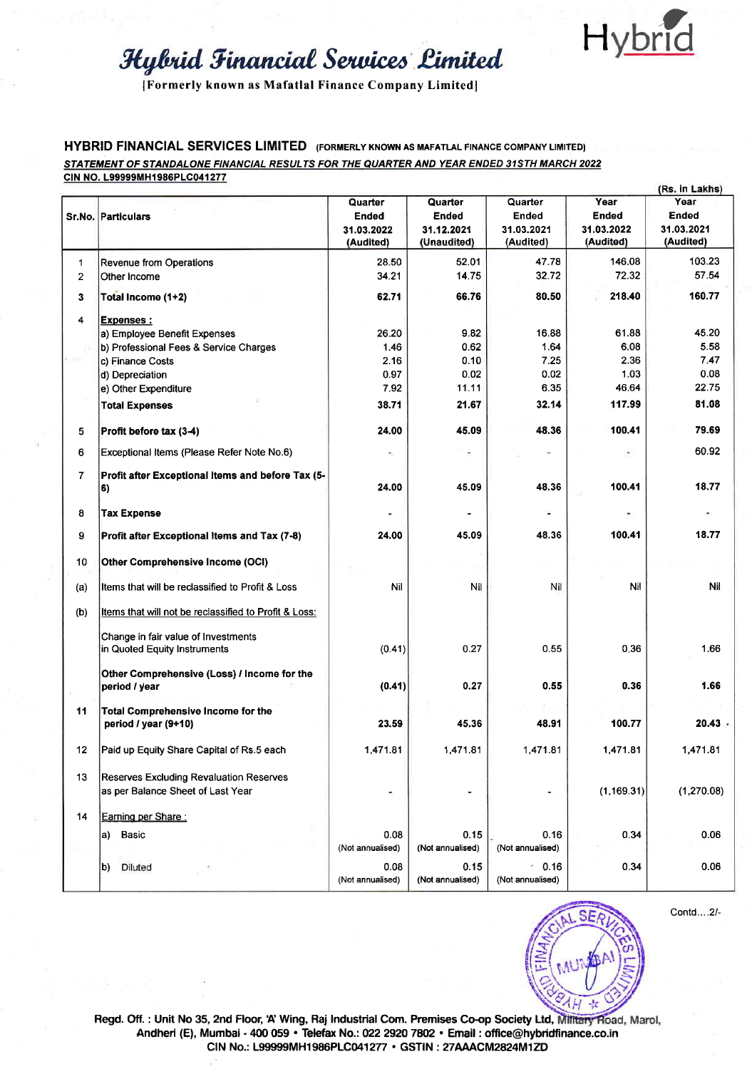# Hybrid Financial Services Limited

[Formerly known as Mafatlal Finance Company Limited]

Hybrid

## HYBRID FINANCIAL SERVICES LIMITED (FORMERLY KNOWN AS MAFATLAL FINANCE COMPANY LIMITED)

***STATEMENT OF STANDALONE FINANCIAL RESULTS FOR THE QUARTER AND YEAR ENDED 31STH MARCH 2022***

**CIN NO. L99999MH1986PLC041277**

(Rs. in Lakhs)

| Sr.No. | Particulars | Quarter Ended 31.03.2022 (Audited) | Quarter Ended 31.12.2021 (Unaudited) | Quarter Ended 31.03.2021 (Audited) | Year Ended 31.03.2022 (Audited) | Year Ended 31.03.2021 (Audited) |
|---|---|---|---|---|---|---|
| 1 | Revenue from Operations | 28.50 | 52.01 | 47.78 | 146.08 | 103.23 |
| 2 | Other Income | 34.21 | 14.75 | 32.72 | 72.32 | 57.54 |
| 3 | **Total Income (1+2)** | **62.71** | **66.76** | **80.50** | **218.40** | **160.77** |
| 4 | **Expenses :** | | | | | |
| | a) Employee Benefit Expenses | 26.20 | 9.82 | 16.88 | 61.88 | 45.20 |
| | b) Professional Fees & Service Charges | 1.46 | 0.62 | 1.64 | 6.08 | 5.58 |
| | c) Finance Costs | 2.16 | 0.10 | 7.25 | 2.36 | 7.47 |
| | d) Depreciation | 0.97 | 0.02 | 0.02 | 1.03 | 0.08 |
| | e) Other Expenditure | 7.92 | 11.11 | 6.35 | 46.64 | 22.75 |
| | **Total Expenses** | **38.71** | **21.67** | **32.14** | **117.99** | **81.08** |
| 5 | **Profit before tax (3-4)** | **24.00** | **45.09** | **48.36** | **100.41** | **79.69** |
| 6 | Exceptional Items (Please Refer Note No.6) | - | - | - | - | 60.92 |
| 7 | **Profit after Exceptional Items and before Tax (5-6)** | **24.00** | **45.09** | **48.36** | **100.41** | **18.77** |
| 8 | **Tax Expense** | - | - | - | - | - |
| 9 | **Profit after Exceptional Items and Tax (7-8)** | **24.00** | **45.09** | **48.36** | **100.41** | **18.77** |
| 10 | **Other Comprehensive Income (OCI)** | | | | | |
| (a) | Items that will be reclassified to Profit & Loss | Nil | Nil | Nil | Nil | Nil |
| (b) | Items that will not be reclassified to Profit & Loss: | | | | | |
| | Change in fair value of Investments in Quoted Equity Instruments | (0.41) | 0.27 | 0.55 | 0.36 | 1.66 |
| | **Other Comprehensive (Loss) / Income for the period / year** | **(0.41)** | **0.27** | **0.55** | **0.36** | **1.66** |
| 11 | **Total Comprehensive Income for the period / year (9+10)** | **23.59** | **45.36** | **48.91** | **100.77** | **20.43** |
| 12 | Paid up Equity Share Capital of Rs.5 each | 1,471.81 | 1,471.81 | 1,471.81 | 1,471.81 | 1,471.81 |
| 13 | Reserves Excluding Revaluation Reserves as per Balance Sheet of Last Year | - | - | - | (1,169.31) | (1,270.08) |
| 14 | Earning per Share : | | | | | |
| | a) Basic | 0.08 (Not annualised) | 0.15 (Not annualised) | 0.16 (Not annualised) | 0.34 | 0.06 |
| | b) Diluted | 0.08 (Not annualised) | 0.15 (Not annualised) | 0.16 (Not annualised) | 0.34 | 0.06 |

Contd....2/-

Regd. Off. : Unit No 35, 2nd Floor, 'A' Wing, Raj Industrial Com. Premises Co-op Society Ltd, Military Road, Marol, Andheri (E), Mumbai - 400 059 • Telefax No.: 022 2920 7802 • Email : office@hybridfinance.co.in
CIN No.: L99999MH1986PLC041277 • GSTIN : 27AAACM2824M1ZD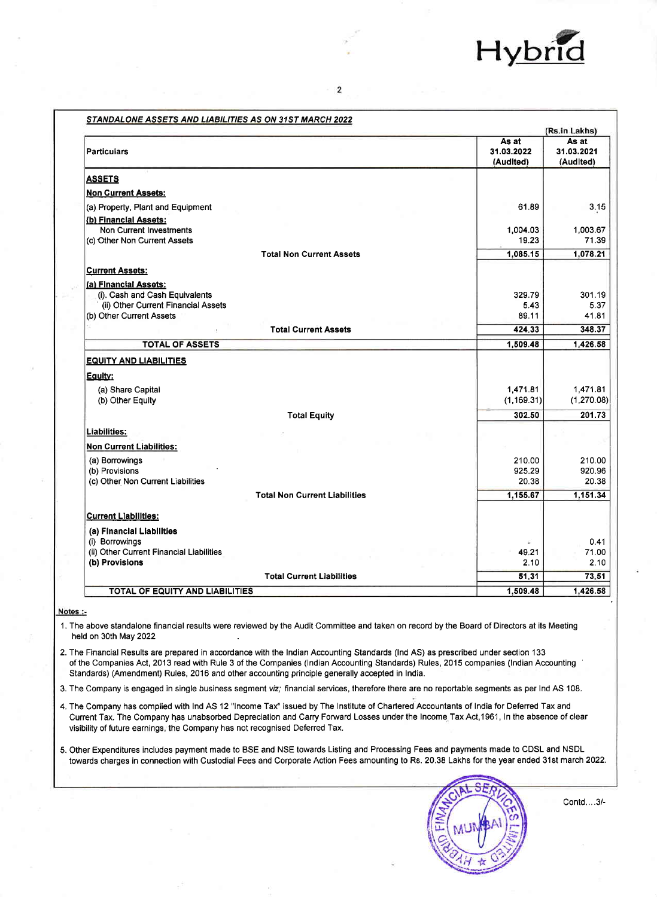### STANDALONE ASSETS AND LIABILITIES AS ON 31ST MARCH 2022

(Rs.in Lakhs)

| Particulars | As at 31.03.2022 (Audited) | As at 31.03.2021 (Audited) |
|---|---|---|
| **ASSETS** | | |
| **Non Current Assets:** | | |
| (a) Property, Plant and Equipment | 61.89 | 3.15 |
| **(b) Financial Assets:** | | |
| Non Current Investments | 1,004.03 | 1,003.67 |
| (c) Other Non Current Assets | 19.23 | 71.39 |
| **Total Non Current Assets** | 1,085.15 | 1,078.21 |
| **Current Assets:** | | |
| **(a) Financial Assets:** | | |
| (i). Cash and Cash Equivalents | 329.79 | 301.19 |
| (ii) Other Current Financial Assets | 5.43 | 5.37 |
| (b) Other Current Assets | 89.11 | 41.81 |
| **Total Current Assets** | 424.33 | 348.37 |
| **TOTAL OF ASSETS** | 1,509.48 | 1,426.58 |
| **EQUITY AND LIABILITIES** | | |
| **Equity:** | | |
| (a) Share Capital | 1,471.81 | 1,471.81 |
| (b) Other Equity | (1,169.31) | (1,270.08) |
| **Total Equity** | 302.50 | 201.73 |
| **Liabilities:** | | |
| **Non Current Liabilities:** | | |
| (a) Borrowings | 210.00 | 210.00 |
| (b) Provisions | 925.29 | 920.96 |
| (c) Other Non Current Liabilities | 20.38 | 20.38 |
| **Total Non Current Liabilities** | 1,155.67 | 1,151.34 |
| **Current Liabilities:** | | |
| **(a) Financial Liabilities** | | |
| (i) Borrowings | - | 0.41 |
| (ii) Other Current Financial Liabilities | 49.21 | 71.00 |
| **(b) Provisions** | 2.10 | 2.10 |
| **Total Current Liabilities** | 51.31 | 73.51 |
| **TOTAL OF EQUITY AND LIABILITIES** | 1,509.48 | 1,426.58 |

**Notes :-**

1. The above standalone financial results were reviewed by the Audit Committee and taken on record by the Board of Directors at its Meeting held on 30th May 2022

2. The Financial Results are prepared in accordance with the Indian Accounting Standards (Ind AS) as prescribed under section 133 of the Companies Act, 2013 read with Rule 3 of the Companies (Indian Accounting Standards) Rules, 2015 companies (Indian Accounting Standards) (Amendment) Rules, 2016 and other accounting principle generally accepted in India.

3. The Company is engaged in single business segment *viz;* financial services, therefore there are no reportable segments as per Ind AS 108.

4. The Company has complied with Ind AS 12 "Income Tax" issued by The Institute of Chartered Accountants of India for Deferred Tax and Current Tax. The Company has unabsorbed Depreciation and Carry Forward Losses under the Income Tax Act,1961, In the absence of clear visibility of future earnings, the Company has not recognised Deferred Tax.

5. Other Expenditures includes payment made to BSE and NSE towards Listing and Processing Fees and payments made to CDSL and NSDL towards charges in connection with Custodial Fees and Corporate Action Fees amounting to Rs. 20.38 Lakhs for the year ended 31st march 2022.

Contd....3/-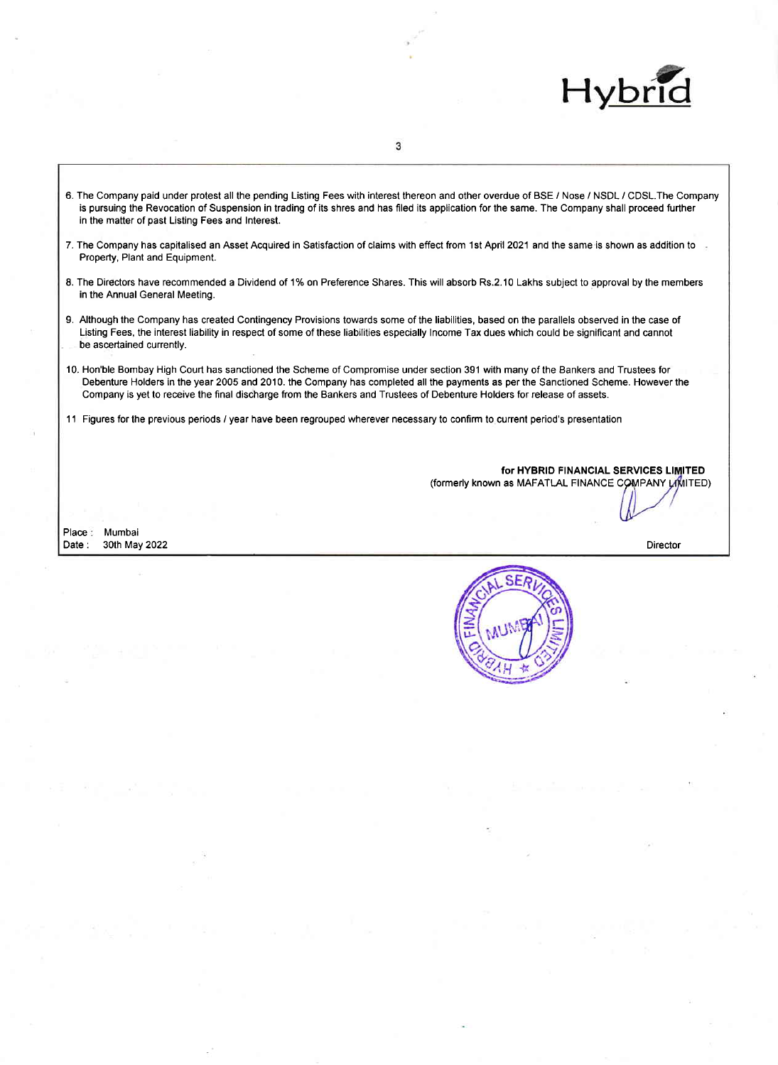6. The Company paid under protest all the pending Listing Fees with interest thereon and other overdue of BSE / Nose / NSDL / CDSL.The Company is pursuing the Revocation of Suspension in trading of its shres and has filed its application for the same. The Company shall proceed further in the matter of past Listing Fees and Interest.

7. The Company has capitalised an Asset Acquired in Satisfaction of claims with effect from 1st April 2021 and the same is shown as addition to Property, Plant and Equipment.

8. The Directors have recommended a Dividend of 1% on Preference Shares. This will absorb Rs.2.10 Lakhs subject to approval by the members in the Annual General Meeting.

9. Although the Company has created Contingency Provisions towards some of the liabilities, based on the parallels observed in the case of Listing Fees, the interest liability in respect of some of these liabilities especially Income Tax dues which could be significant and cannot be ascertained currently.

10. Hon'ble Bombay High Court has sanctioned the Scheme of Compromise under section 391 with many of the Bankers and Trustees for Debenture Holders in the year 2005 and 2010. the Company has completed all the payments as per the Sanctioned Scheme. However the Company is yet to receive the final discharge from the Bankers and Trustees of Debenture Holders for release of assets.

11 Figures for the previous periods / year have been regrouped wherever necessary to confirm to current period's presentation

**for HYBRID FINANCIAL SERVICES LIMITED**
(formerly known as MAFATLAL FINANCE COMPANY LIMITED)

Place : Mumbai
Date : 30th May 2022

Director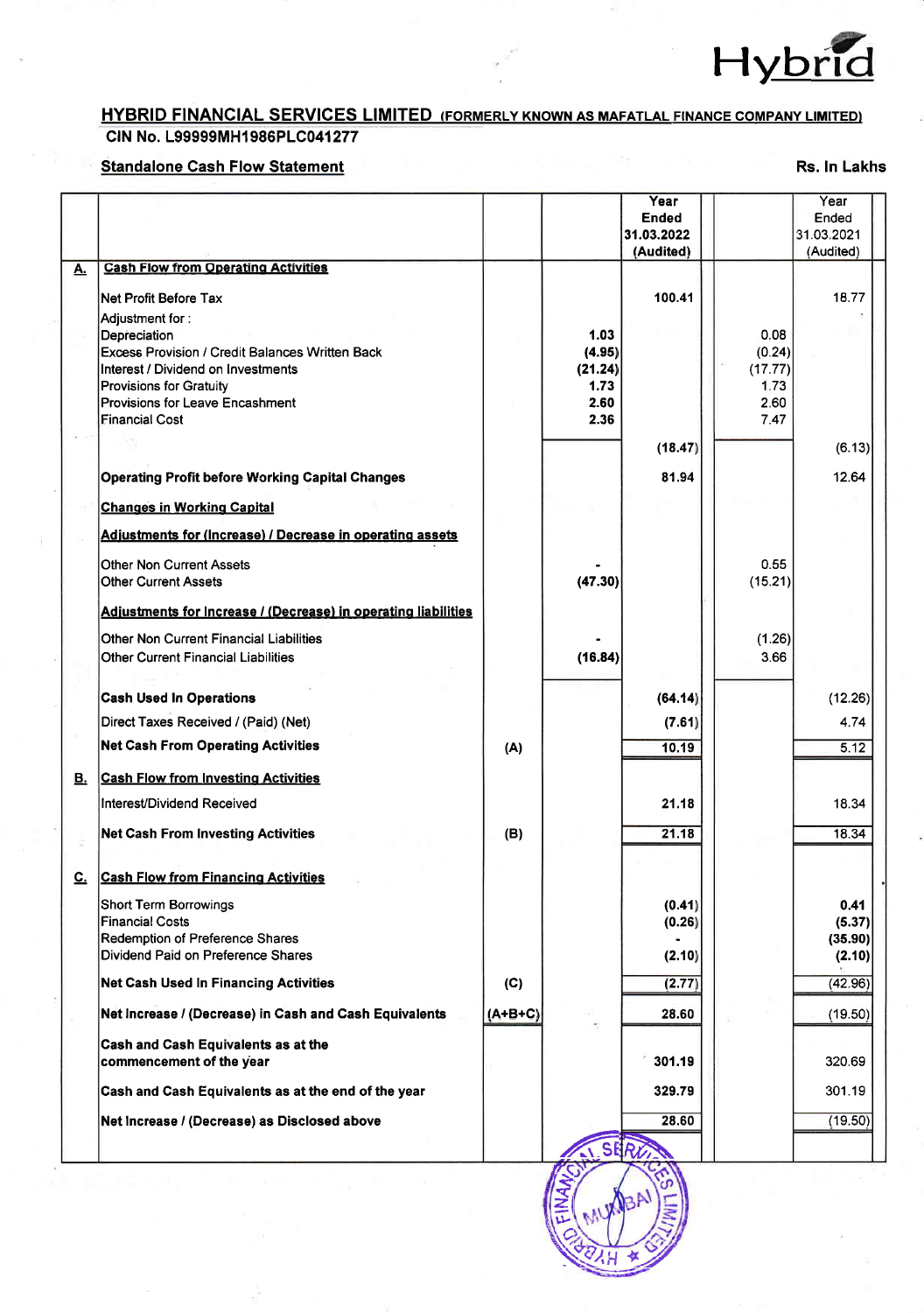# HYBRID FINANCIAL SERVICES LIMITED (FORMERLY KNOWN AS MAFATLAL FINANCE COMPANY LIMITED)

**CIN No. L99999MH1986PLC041277**

**Standalone Cash Flow Statement**

Rs. In Lakhs

| | | | | Year Ended 31.03.2022 (Audited) | | Year Ended 31.03.2021 (Audited) |
|---|---|---|---|---|---|---|
| **A.** | **Cash Flow from Operating Activities** | | | | | |
| | Net Profit Before Tax | | | 100.41 | | 18.77 |
| | Adjustment for : | | | | | |
| | Depreciation | | 1.03 | | 0.08 | |
| | Excess Provision / Credit Balances Written Back | | (4.95) | | (0.24) | |
| | Interest / Dividend on Investments | | (21.24) | | (17.77) | |
| | Provisions for Gratuity | | 1.73 | | 1.73 | |
| | Provisions for Leave Encashment | | 2.60 | | 2.60 | |
| | Financial Cost | | 2.36 | | 7.47 | |
| | | | | (18.47) | | (6.13) |
| | **Operating Profit before Working Capital Changes** | | | 81.94 | | 12.64 |
| | **Changes in Working Capital** | | | | | |
| | **Adjustments for (Increase) / Decrease in operating assets** | | | | | |
| | Other Non Current Assets | | - | | 0.55 | |
| | Other Current Assets | | (47.30) | | (15.21) | |
| | **Adjustments for Increase / (Decrease) in operating liabilities** | | | | | |
| | Other Non Current Financial Liabilities | | - | | (1.26) | |
| | Other Current Financial Liabilities | | (16.84) | | 3.66 | |
| | **Cash Used In Operations** | | | (64.14) | | (12.26) |
| | Direct Taxes Received / (Paid) (Net) | | | (7.61) | | 4.74 |
| | **Net Cash From Operating Activities** | (A) | | 10.19 | | 5.12 |
| **B.** | **Cash Flow from Investing Activities** | | | | | |
| | Interest/Dividend Received | | | 21.18 | | 18.34 |
| | **Net Cash From Investing Activities** | (B) | | 21.18 | | 18.34 |
| **C.** | **Cash Flow from Financing Activities** | | | | | |
| | Short Term Borrowings | | | (0.41) | | 0.41 |
| | Financial Costs | | | (0.26) | | (5.37) |
| | Redemption of Preference Shares | | | - | | (35.90) |
| | Dividend Paid on Preference Shares | | | (2.10) | | (2.10) |
| | **Net Cash Used In Financing Activities** | (C) | | (2.77) | | (42.96) |
| | **Net Increase / (Decrease) in Cash and Cash Equivalents** | (A+B+C) | | 28.60 | | (19.50) |
| | **Cash and Cash Equivalents as at the commencement of the year** | | | 301.19 | | 320.69 |
| | **Cash and Cash Equivalents as at the end of the year** | | | 329.79 | | 301.19 |
| | **Net Increase / (Decrease) as Disclosed above** | | | 28.60 | | (19.50) |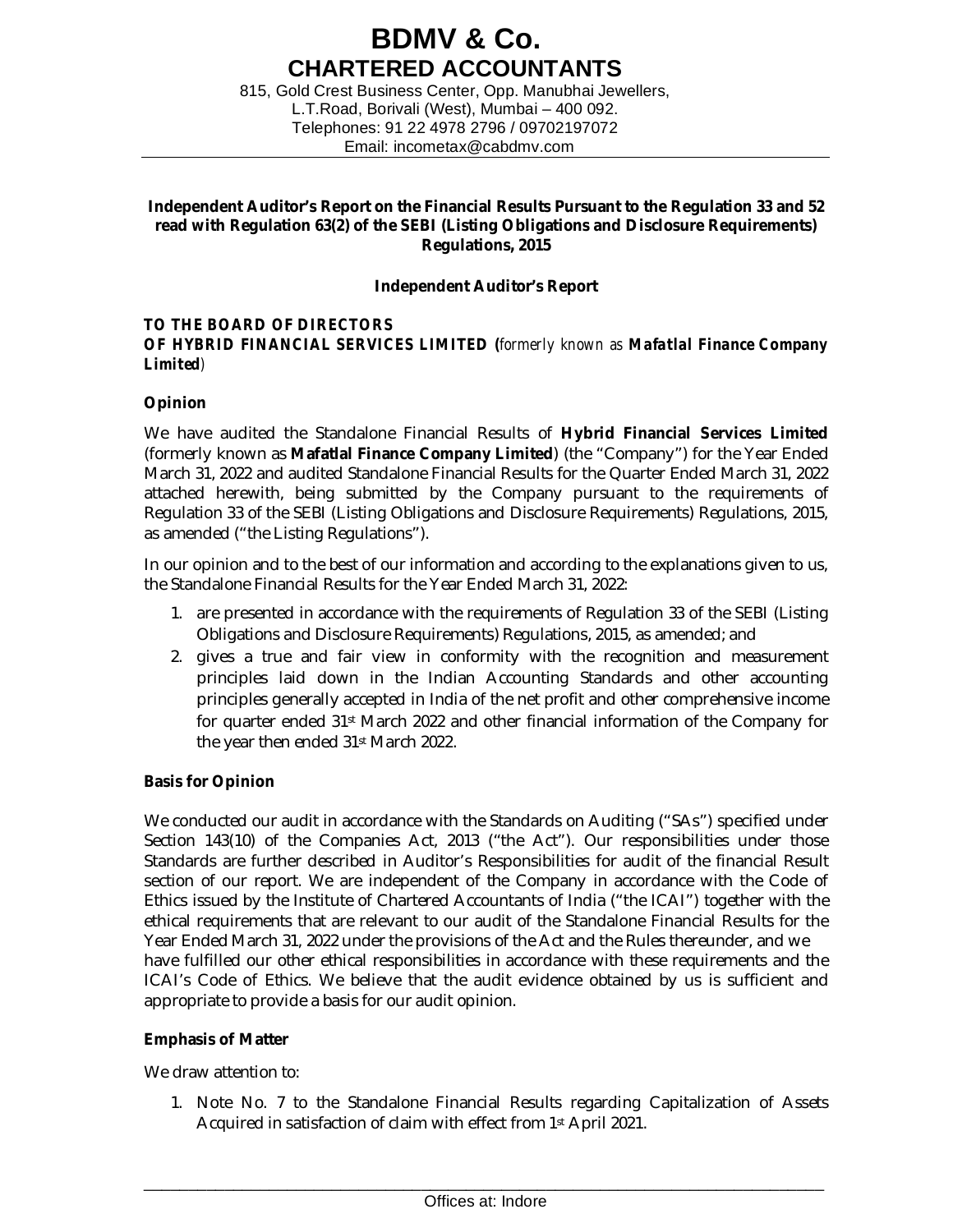# BDMV & Co.
## CHARTERED ACCOUNTANTS

815, Gold Crest Business Center, Opp. Manubhai Jewellers,
L.T.Road, Borivali (West), Mumbai – 400 092.
Telephones: 91 22 4978 2796 / 09702197072
Email: incometax@cabdmv.com

**Independent Auditor's Report on the Financial Results Pursuant to the Regulation 33 and 52 read with Regulation 63(2) of the SEBI (Listing Obligations and Disclosure Requirements) Regulations, 2015**

**Independent Auditor's Report**

***TO THE BOARD OF DIRECTORS***
***OF HYBRID FINANCIAL SERVICES LIMITED (**formerly known as **Mafatlal Finance Company Limited**)*

**Opinion**

We have audited the Standalone Financial Results of **Hybrid Financial Services Limited** (formerly known as **Mafatlal Finance Company Limited**) (the "Company") for the Year Ended March 31, 2022 and audited Standalone Financial Results for the Quarter Ended March 31, 2022 attached herewith, being submitted by the Company pursuant to the requirements of Regulation 33 of the SEBI (Listing Obligations and Disclosure Requirements) Regulations, 2015, as amended ("the Listing Regulations").

In our opinion and to the best of our information and according to the explanations given to us, the Standalone Financial Results for the Year Ended March 31, 2022:

1. are presented in accordance with the requirements of Regulation 33 of the SEBI (Listing Obligations and Disclosure Requirements) Regulations, 2015, as amended; and
2. gives a true and fair view in conformity with the recognition and measurement principles laid down in the Indian Accounting Standards and other accounting principles generally accepted in India of the net profit and other comprehensive income for quarter ended 31st March 2022 and other financial information of the Company for the year then ended 31st March 2022.

**Basis for Opinion**

We conducted our audit in accordance with the Standards on Auditing ("SAs") specified under Section 143(10) of the Companies Act, 2013 ("the Act"). Our responsibilities under those Standards are further described in Auditor's Responsibilities for audit of the financial Result section of our report. We are independent of the Company in accordance with the Code of Ethics issued by the Institute of Chartered Accountants of India ("the ICAI") together with the ethical requirements that are relevant to our audit of the Standalone Financial Results for the Year Ended March 31, 2022 under the provisions of the Act and the Rules thereunder, and we have fulfilled our other ethical responsibilities in accordance with these requirements and the ICAI's Code of Ethics. We believe that the audit evidence obtained by us is sufficient and appropriate to provide a basis for our audit opinion.

**Emphasis of Matter**

We draw attention to:

1. Note No. 7 to the Standalone Financial Results regarding Capitalization of Assets Acquired in satisfaction of claim with effect from 1st April 2021.

Offices at: Indore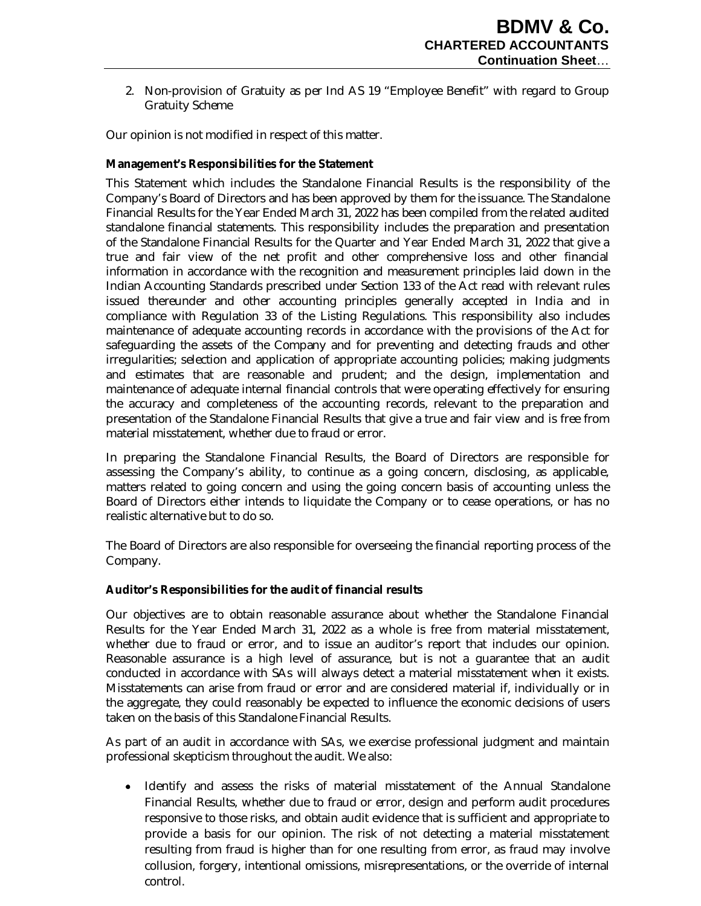2. Non-provision of Gratuity as per Ind AS 19 "Employee Benefit" with regard to Group Gratuity Scheme

Our opinion is not modified in respect of this matter.

**Management's Responsibilities for the Statement**

This Statement which includes the Standalone Financial Results is the responsibility of the Company's Board of Directors and has been approved by them for the issuance. The Standalone Financial Results for the Year Ended March 31, 2022 has been compiled from the related audited standalone financial statements. This responsibility includes the preparation and presentation of the Standalone Financial Results for the Quarter and Year Ended March 31, 2022 that give a true and fair view of the net profit and other comprehensive loss and other financial information in accordance with the recognition and measurement principles laid down in the Indian Accounting Standards prescribed under Section 133 of the Act read with relevant rules issued thereunder and other accounting principles generally accepted in India and in compliance with Regulation 33 of the Listing Regulations. This responsibility also includes maintenance of adequate accounting records in accordance with the provisions of the Act for safeguarding the assets of the Company and for preventing and detecting frauds and other irregularities; selection and application of appropriate accounting policies; making judgments and estimates that are reasonable and prudent; and the design, implementation and maintenance of adequate internal financial controls that were operating effectively for ensuring the accuracy and completeness of the accounting records, relevant to the preparation and presentation of the Standalone Financial Results that give a true and fair view and is free from material misstatement, whether due to fraud or error.

In preparing the Standalone Financial Results, the Board of Directors are responsible for assessing the Company's ability, to continue as a going concern, disclosing, as applicable, matters related to going concern and using the going concern basis of accounting unless the Board of Directors either intends to liquidate the Company or to cease operations, or has no realistic alternative but to do so.

The Board of Directors are also responsible for overseeing the financial reporting process of the Company.

**Auditor's Responsibilities for the audit of financial results**

Our objectives are to obtain reasonable assurance about whether the Standalone Financial Results for the Year Ended March 31, 2022 as a whole is free from material misstatement, whether due to fraud or error, and to issue an auditor's report that includes our opinion. Reasonable assurance is a high level of assurance, but is not a guarantee that an audit conducted in accordance with SAs will always detect a material misstatement when it exists. Misstatements can arise from fraud or error and are considered material if, individually or in the aggregate, they could reasonably be expected to influence the economic decisions of users taken on the basis of this Standalone Financial Results.

As part of an audit in accordance with SAs, we exercise professional judgment and maintain professional skepticism throughout the audit. We also:

- Identify and assess the risks of material misstatement of the Annual Standalone Financial Results, whether due to fraud or error, design and perform audit procedures responsive to those risks, and obtain audit evidence that is sufficient and appropriate to provide a basis for our opinion. The risk of not detecting a material misstatement resulting from fraud is higher than for one resulting from error, as fraud may involve collusion, forgery, intentional omissions, misrepresentations, or the override of internal control.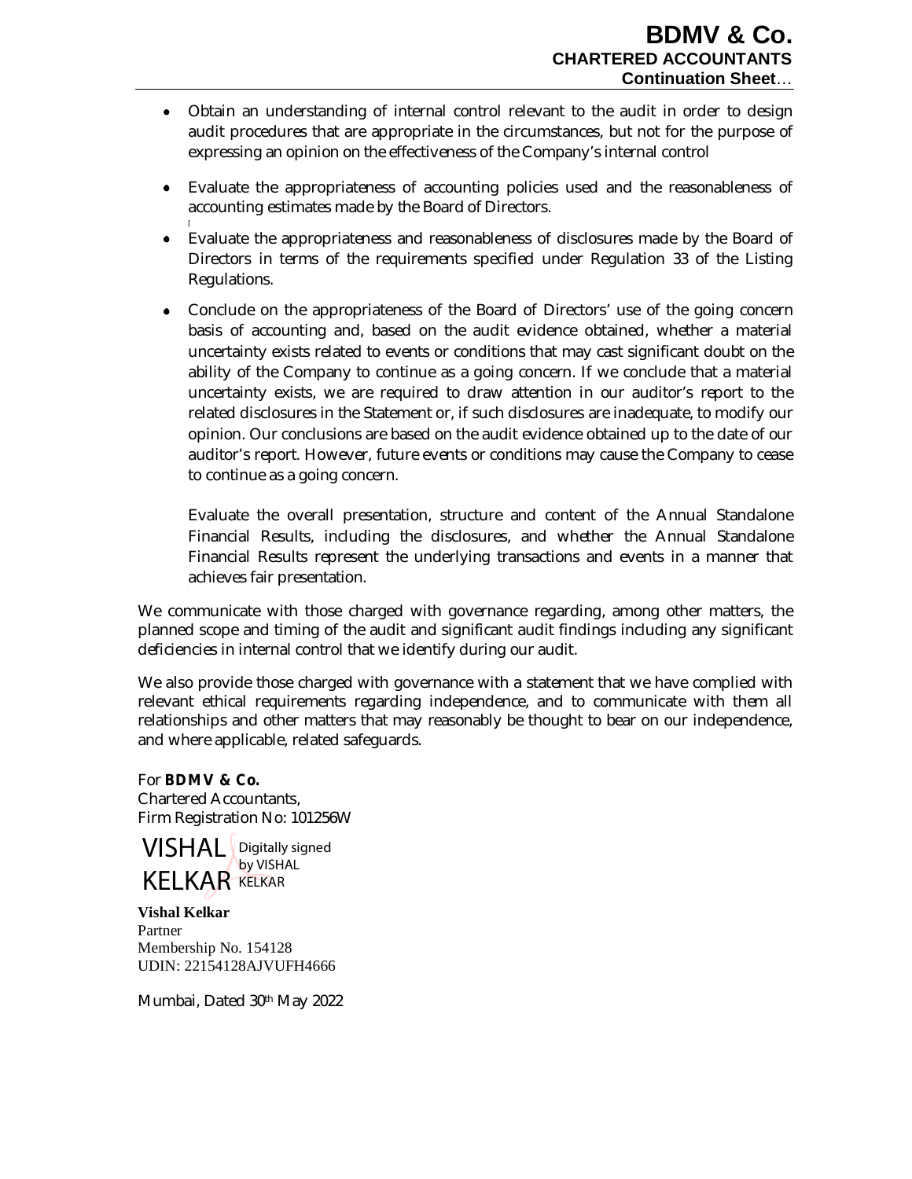- Obtain an understanding of internal control relevant to the audit in order to design audit procedures that are appropriate in the circumstances, but not for the purpose of expressing an opinion on the effectiveness of the Company's internal control

- Evaluate the appropriateness of accounting policies used and the reasonableness of accounting estimates made by the Board of Directors.

- Evaluate the appropriateness and reasonableness of disclosures made by the Board of Directors in terms of the requirements specified under Regulation 33 of the Listing Regulations.

- Conclude on the appropriateness of the Board of Directors' use of the going concern basis of accounting and, based on the audit evidence obtained, whether a material uncertainty exists related to events or conditions that may cast significant doubt on the ability of the Company to continue as a going concern. If we conclude that a material uncertainty exists, we are required to draw attention in our auditor's report to the related disclosures in the Statement or, if such disclosures are inadequate, to modify our opinion. Our conclusions are based on the audit evidence obtained up to the date of our auditor's report. However, future events or conditions may cause the Company to cease to continue as a going concern.

  Evaluate the overall presentation, structure and content of the Annual Standalone Financial Results, including the disclosures, and whether the Annual Standalone Financial Results represent the underlying transactions and events in a manner that achieves fair presentation.

We communicate with those charged with governance regarding, among other matters, the planned scope and timing of the audit and significant audit findings including any significant deficiencies in internal control that we identify during our audit.

We also provide those charged with governance with a statement that we have complied with relevant ethical requirements regarding independence, and to communicate with them all relationships and other matters that may reasonably be thought to bear on our independence, and where applicable, related safeguards.

For **BDMV & Co.**
Chartered Accountants,
Firm Registration No: 101256W

VISHAL KELKAR Digitally signed by VISHAL KELKAR

**Vishal Kelkar**
Partner
Membership No. 154128
UDIN: 22154128AJVUFH4666

Mumbai, Dated 30th May 2022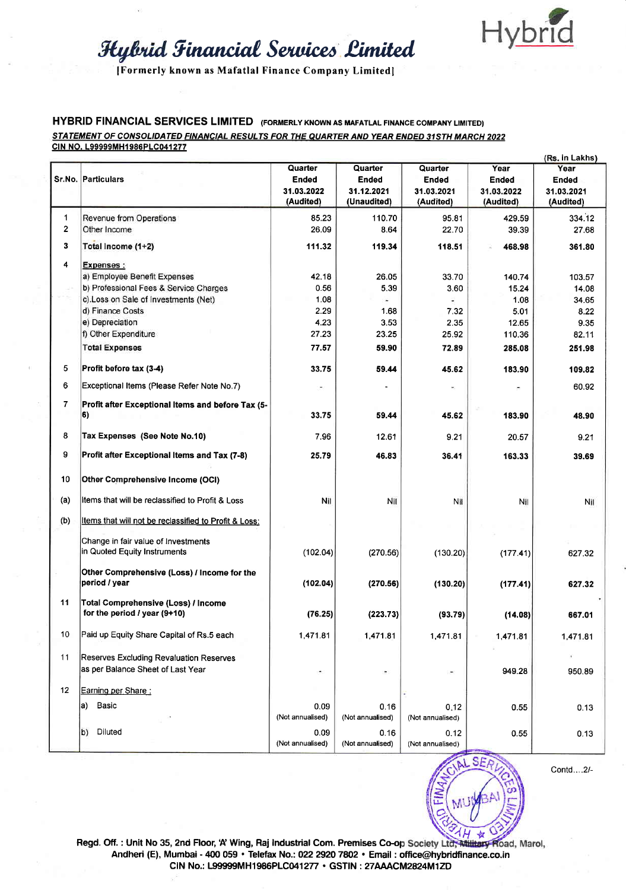# Hybrid Financial Services Limited

[Formerly known as Mafatlal Finance Company Limited]

Hybrid

## HYBRID FINANCIAL SERVICES LIMITED (FORMERLY KNOWN AS MAFATLAL FINANCE COMPANY LIMITED)

***STATEMENT OF CONSOLIDATED FINANCIAL RESULTS FOR THE QUARTER AND YEAR ENDED 31STH MARCH 2022***

**CIN NO. L99999MH1986PLC041277**

(Rs. in Lakhs)

| Sr.No. | Particulars | Quarter Ended 31.03.2022 (Audited) | Quarter Ended 31.12.2021 (Unaudited) | Quarter Ended 31.03.2021 (Audited) | Year Ended 31.03.2022 (Audited) | Year Ended 31.03.2021 (Audited) |
|---|---|---|---|---|---|---|
| 1 | Revenue from Operations | 85.23 | 110.70 | 95.81 | 429.59 | 334.12 |
| 2 | Other Income | 26.09 | 8.64 | 22.70 | 39.39 | 27.68 |
| 3 | **Total Income (1+2)** | **111.32** | **119.34** | **118.51** | **468.98** | **361.80** |
| 4 | **Expenses :** | | | | | |
| | a) Employee Benefit Expenses | 42.18 | 26.05 | 33.70 | 140.74 | 103.57 |
| | b) Professional Fees & Service Charges | 0.56 | 5.39 | 3.60 | 15.24 | 14.08 |
| | c) Loss on Sale of Investments (Net) | 1.08 | - | - | 1.08 | 34.65 |
| | d) Finance Costs | 2.29 | 1.68 | 7.32 | 5.01 | 8.22 |
| | e) Depreciation | 4.23 | 3.53 | 2.35 | 12.65 | 9.35 |
| | f) Other Expenditure | 27.23 | 23.25 | 25.92 | 110.36 | 82.11 |
| | **Total Expenses** | **77.57** | **59.90** | **72.89** | **285.08** | **251.98** |
| 5 | **Profit before tax (3-4)** | **33.75** | **59.44** | **45.62** | **183.90** | **109.82** |
| 6 | Exceptional Items (Please Refer Note No.7) | - | - | - | - | 60.92 |
| 7 | **Profit after Exceptional Items and before Tax (5-6)** | **33.75** | **59.44** | **45.62** | **183.90** | **48.90** |
| 8 | **Tax Expenses (See Note No.10)** | 7.96 | 12.61 | 9.21 | 20.57 | 9.21 |
| 9 | **Profit after Exceptional Items and Tax (7-8)** | **25.79** | **46.83** | **36.41** | **163.33** | **39.69** |
| 10 | **Other Comprehensive Income (OCI)** | | | | | |
| (a) | Items that will be reclassified to Profit & Loss | Nil | Nil | Nil | Nil | Nil |
| (b) | Items that will not be reclassified to Profit & Loss: | | | | | |
| | Change in fair value of Investments in Quoted Equity Instruments | (102.04) | (270.56) | (130.20) | (177.41) | 627.32 |
| | **Other Comprehensive (Loss) / Income for the period / year** | **(102.04)** | **(270.56)** | **(130.20)** | **(177.41)** | **627.32** |
| 11 | **Total Comprehensive (Loss) / Income for the period / year (9+10)** | **(76.25)** | **(223.73)** | **(93.79)** | **(14.08)** | **667.01** |
| 10 | Paid up Equity Share Capital of Rs.5 each | 1,471.81 | 1,471.81 | 1,471.81 | 1,471.81 | 1,471.81 |
| 11 | Reserves Excluding Revaluation Reserves as per Balance Sheet of Last Year | - | - | - | 949.28 | 950.89 |
| 12 | Earning per Share : | | | | | |
| | a) Basic | 0.09 (Not annualised) | 0.16 (Not annualised) | 0.12 (Not annualised) | 0.55 | 0.13 |
| | b) Diluted | 0.09 (Not annualised) | 0.16 (Not annualised) | 0.12 (Not annualised) | 0.55 | 0.13 |

Contd....2/-

Regd. Off. : Unit No 35, 2nd Floor, 'A' Wing, Raj Industrial Com. Premises Co-op Society Ltd, Military Road, Marol, Andheri (E), Mumbai - 400 059 • Telefax No.: 022 2920 7802 • Email : office@hybridfinance.co.in
CIN No.: L99999MH1986PLC041277 • GSTIN : 27AAACM2824M1ZD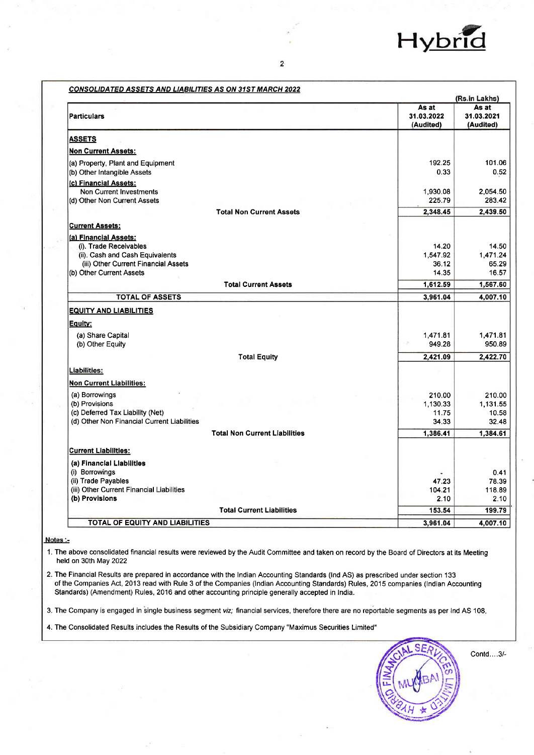### CONSOLIDATED ASSETS AND LIABILITIES AS ON 31ST MARCH 2022

(Rs.in Lakhs)

| Particulars | As at 31.03.2022 (Audited) | As at 31.03.2021 (Audited) |
|---|---|---|
| **ASSETS** | | |
| **Non Current Assets:** | | |
| (a) Property, Plant and Equipment | 192.25 | 101.06 |
| (b) Other Intangible Assets | 0.33 | 0.52 |
| **(c) Financial Assets:** | | |
| Non Current Investments | 1,930.08 | 2,054.50 |
| (d) Other Non Current Assets | 225.79 | 283.42 |
| **Total Non Current Assets** | **2,348.45** | **2,439.50** |
| **Current Assets:** | | |
| **(a) Financial Assets:** | | |
| (i). Trade Receivables | 14.20 | 14.50 |
| (ii). Cash and Cash Equivalents | 1,547.92 | 1,471.24 |
| (iii) Other Current Financial Assets | 36.12 | 65.29 |
| (b) Other Current Assets | 14.35 | 16.57 |
| **Total Current Assets** | **1,612.59** | **1,567.60** |
| **TOTAL OF ASSETS** | **3,961.04** | **4,007.10** |
| **EQUITY AND LIABILITIES** | | |
| **Equity:** | | |
| (a) Share Capital | 1,471.81 | 1,471.81 |
| (b) Other Equity | 949.28 | 950.89 |
| **Total Equity** | **2,421.09** | **2,422.70** |
| **Liabilities:** | | |
| **Non Current Liabilities:** | | |
| (a) Borrowings | 210.00 | 210.00 |
| (b) Provisions | 1,130.33 | 1,131.55 |
| (c) Deferred Tax Liability (Net) | 11.75 | 10.58 |
| (d) Other Non Financial Current Liabilities | 34.33 | 32.48 |
| **Total Non Current Liabilities** | **1,386.41** | **1,384.61** |
| **Current Liabilities:** | | |
| **(a) Financial Liabilities** | | |
| (i) Borrowings | - | 0.41 |
| (ii) Trade Payables | 47.23 | 78.39 |
| (iii) Other Current Financial Liabilities | 104.21 | 118.89 |
| **(b) Provisions** | 2.10 | 2.10 |
| **Total Current Liabilities** | **153.54** | **199.79** |
| **TOTAL OF EQUITY AND LIABILITIES** | **3,961.04** | **4,007.10** |

**Notes :-**

1. The above consolidated financial results were reviewed by the Audit Committee and taken on record by the Board of Directors at its Meeting held on 30th May 2022
2. The Financial Results are prepared in accordance with the Indian Accounting Standards (Ind AS) as prescribed under section 133 of the Companies Act, 2013 read with Rule 3 of the Companies (Indian Accounting Standards) Rules, 2015 companies (Indian Accounting Standards) (Amendment) Rules, 2016 and other accounting principle generally accepted in India.
3. The Company is engaged in single business segment *viz;* financial services, therefore there are no reportable segments as per Ind AS 108.
4. The Consolidated Results includes the Results of the Subsidiary Company "Maximus Securities Limited"

Contd....3/-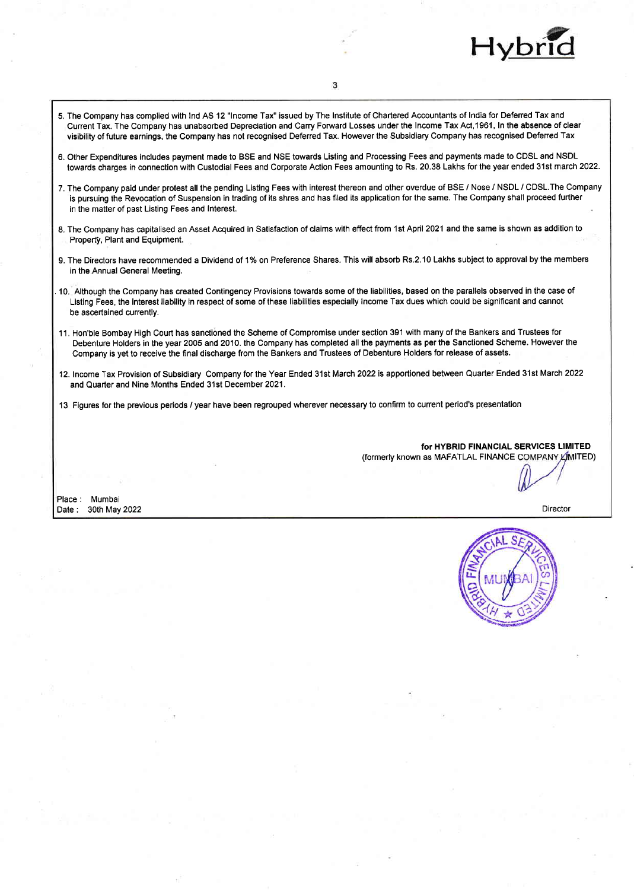5. The Company has complied with Ind AS 12 "Income Tax" issued by The Institute of Chartered Accountants of India for Deferred Tax and Current Tax. The Company has unabsorbed Depreciation and Carry Forward Losses under the Income Tax Act,1961, In the absence of clear visibility of future earnings, the Company has not recognised Deferred Tax. However the Subsidiary Company has recognised Deferred Tax

6. Other Expenditures includes payment made to BSE and NSE towards Listing and Processing Fees and payments made to CDSL and NSDL towards charges in connection with Custodial Fees and Corporate Action Fees amounting to Rs. 20.38 Lakhs for the year ended 31st march 2022.

7. The Company paid under protest all the pending Listing Fees with interest thereon and other overdue of BSE / Nose / NSDL / CDSL.The Company is pursuing the Revocation of Suspension in trading of its shres and has filed its application for the same. The Company shall proceed further in the matter of past Listing Fees and Interest.

8. The Company has capitalised an Asset Acquired in Satisfaction of claims with effect from 1st April 2021 and the same is shown as addition to Property, Plant and Equipment.

9. The Directors have recommended a Dividend of 1% on Preference Shares. This will absorb Rs.2.10 Lakhs subject to approval by the members in the Annual General Meeting.

10. Although the Company has created Contingency Provisions towards some of the liabilities, based on the parallels observed in the case of Listing Fees, the interest liability in respect of some of these liabilities especially Income Tax dues which could be significant and cannot be ascertained currently.

11. Hon'ble Bombay High Court has sanctioned the Scheme of Compromise under section 391 with many of the Bankers and Trustees for Debenture Holders in the year 2005 and 2010. the Company has completed all the payments as per the Sanctioned Scheme. However the Company is yet to receive the final discharge from the Bankers and Trustees of Debenture Holders for release of assets.

12. Income Tax Provision of Subsidiary Company for the Year Ended 31st March 2022 is apportioned between Quarter Ended 31st March 2022 and Quarter and Nine Months Ended 31st December 2021.

13 Figures for the previous periods / year have been regrouped wherever necessary to confirm to current period's presentation

**for HYBRID FINANCIAL SERVICES LIMITED**
(formerly known as MAFATLAL FINANCE COMPANY LIMITED)

Director

Place : Mumbai
Date : 30th May 2022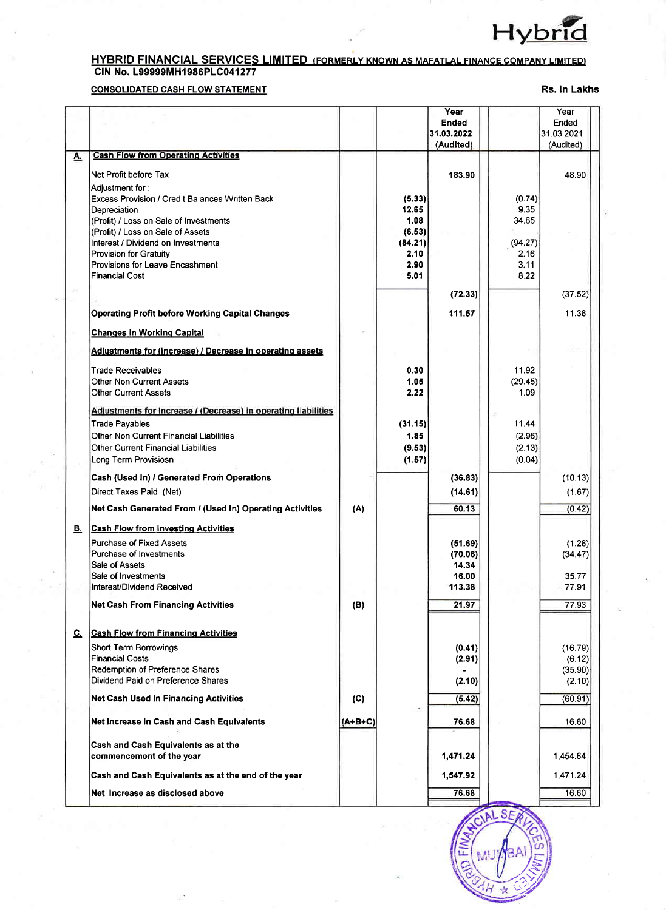# HYBRID FINANCIAL SERVICES LIMITED (FORMERLY KNOWN AS MAFATLAL FINANCE COMPANY LIMITED)

**CIN No. L99999MH1986PLC041277**

**CONSOLIDATED CASH FLOW STATEMENT**

**Rs. In Lakhs**

| | | | | Year Ended 31.03.2022 (Audited) | | Year Ended 31.03.2021 (Audited) |
|---|---|---|---|---|---|---|
| **A.** | **Cash Flow from Operating Activities** | | | | | |
| | Net Profit before Tax | | | 183.90 | | 48.90 |
| | Adjustment for : | | | | | |
| | Excess Provision / Credit Balances Written Back | | (5.33) | | (0.74) | |
| | Depreciation | | 12.65 | | 9.35 | |
| | (Profit) / Loss on Sale of Investments | | 1.08 | | 34.65 | |
| | (Profit) / Loss on Sale of Assets | | (6.53) | | | |
| | Interest / Dividend on Investments | | (84.21) | | (94.27) | |
| | Provision for Gratuity | | 2.10 | | 2.16 | |
| | Provisions for Leave Encashment | | 2.90 | | 3.11 | |
| | Financial Cost | | 5.01 | | 8.22 | |
| | | | | (72.33) | | (37.52) |
| | **Operating Profit before Working Capital Changes** | | | 111.57 | | 11.38 |
| | **Changes in Working Capital** | | | | | |
| | **Adjustments for (Increase) / Decrease in operating assets** | | | | | |
| | Trade Receivables | | 0.30 | | 11.92 | |
| | Other Non Current Assets | | 1.05 | | (29.45) | |
| | Other Current Assets | | 2.22 | | 1.09 | |
| | **Adjustments for Increase / (Decrease) in operating liabilities** | | | | | |
| | Trade Payables | | (31.15) | | 11.44 | |
| | Other Non Current Financial Liabilities | | 1.85 | | (2.96) | |
| | Other Current Financial Liabilities | | (9.53) | | (2.13) | |
| | Long Term Provisiosn | | (1.57) | | (0.04) | |
| | **Cash (Used In) / Generated From Operations** | | | (36.83) | | (10.13) |
| | Direct Taxes Paid (Net) | | | (14.61) | | (1.67) |
| | **Net Cash Generated From / (Used In) Operating Activities** | (A) | | 60.13 | | (0.42) |
| **B.** | **Cash Flow from Investing Activities** | | | | | |
| | Purchase of Fixed Assets | | | (51.69) | | (1.28) |
| | Purchase of Investments | | | (70.06) | | (34.47) |
| | Sale of Assets | | | 14.34 | | |
| | Sale of Investments | | | 16.00 | | 35.77 |
| | Interest/Dividend Received | | | 113.38 | | 77.91 |
| | **Net Cash From Financing Activities** | (B) | | 21.97 | | 77.93 |
| **C.** | **Cash Flow from Financing Activities** | | | | | |
| | Short Term Borrowings | | | (0.41) | | (16.79) |
| | Financial Costs | | | (2.91) | | (6.12) |
| | Redemption of Preference Shares | | | - | | (35.90) |
| | Dividend Paid on Preference Shares | | | (2.10) | | (2.10) |
| | **Net Cash Used In Financing Activities** | (C) | | (5.42) | | (60.91) |
| | **Net Increase in Cash and Cash Equivalents** | (A+B+C) | | 76.68 | | 16.60 |
| | **Cash and Cash Equivalents as at the commencement of the year** | | | 1,471.24 | | 1,454.64 |
| | **Cash and Cash Equivalents as at the end of the year** | | | 1,547.92 | | 1,471.24 |
| | **Net Increase as disclosed above** | | | 76.68 | | 16.60 |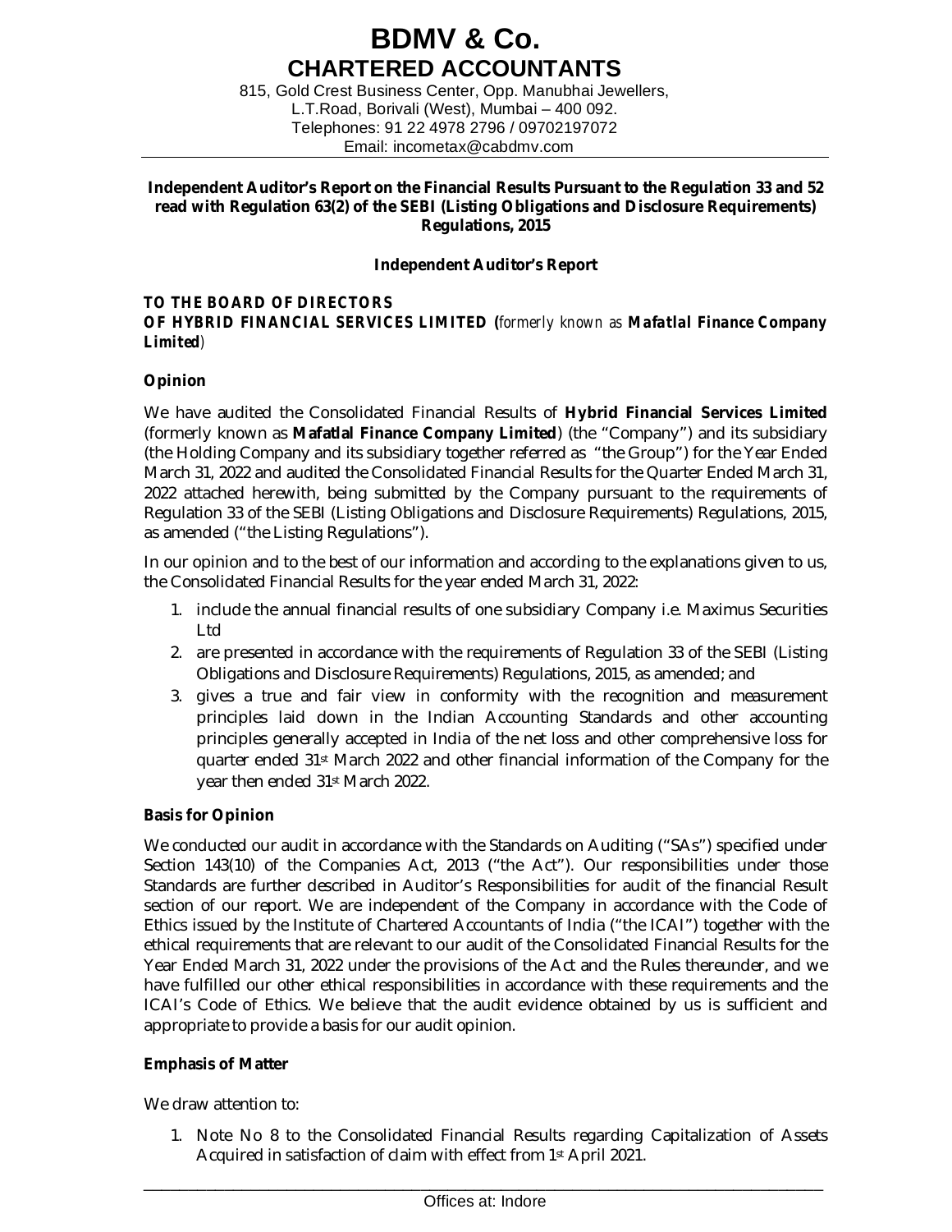# BDMV & Co.
## CHARTERED ACCOUNTANTS

815, Gold Crest Business Center, Opp. Manubhai Jewellers,
L.T.Road, Borivali (West), Mumbai – 400 092.
Telephones: 91 22 4978 2796 / 09702197072
Email: incometax@cabdmv.com

**Independent Auditor's Report on the Financial Results Pursuant to the Regulation 33 and 52 read with Regulation 63(2) of the SEBI (Listing Obligations and Disclosure Requirements) Regulations, 2015**

**Independent Auditor's Report**

**TO THE BOARD OF DIRECTORS**
**OF HYBRID FINANCIAL SERVICES LIMITED (***formerly known as* ***Mafatlal Finance Company Limited***)

**Opinion**

We have audited the Consolidated Financial Results of **Hybrid Financial Services Limited** (formerly known as **Mafatlal Finance Company Limited**) (the "Company") and its subsidiary (the Holding Company and its subsidiary together referred as "the Group") for the Year Ended March 31, 2022 and audited the Consolidated Financial Results for the Quarter Ended March 31, 2022 attached herewith, being submitted by the Company pursuant to the requirements of Regulation 33 of the SEBI (Listing Obligations and Disclosure Requirements) Regulations, 2015, as amended ("the Listing Regulations").

In our opinion and to the best of our information and according to the explanations given to us, the Consolidated Financial Results for the year ended March 31, 2022:

1. include the annual financial results of one subsidiary Company i.e. Maximus Securities Ltd
2. are presented in accordance with the requirements of Regulation 33 of the SEBI (Listing Obligations and Disclosure Requirements) Regulations, 2015, as amended; and
3. gives a true and fair view in conformity with the recognition and measurement principles laid down in the Indian Accounting Standards and other accounting principles generally accepted in India of the net loss and other comprehensive loss for quarter ended 31st March 2022 and other financial information of the Company for the year then ended 31st March 2022.

**Basis for Opinion**

We conducted our audit in accordance with the Standards on Auditing ("SAs") specified under Section 143(10) of the Companies Act, 2013 ("the Act"). Our responsibilities under those Standards are further described in Auditor's Responsibilities for audit of the financial Result section of our report. We are independent of the Company in accordance with the Code of Ethics issued by the Institute of Chartered Accountants of India ("the ICAI") together with the ethical requirements that are relevant to our audit of the Consolidated Financial Results for the Year Ended March 31, 2022 under the provisions of the Act and the Rules thereunder, and we have fulfilled our other ethical responsibilities in accordance with these requirements and the ICAI's Code of Ethics. We believe that the audit evidence obtained by us is sufficient and appropriate to provide a basis for our audit opinion.

**Emphasis of Matter**

We draw attention to:

1. Note No 8 to the Consolidated Financial Results regarding Capitalization of Assets Acquired in satisfaction of claim with effect from 1st April 2021.

Offices at: Indore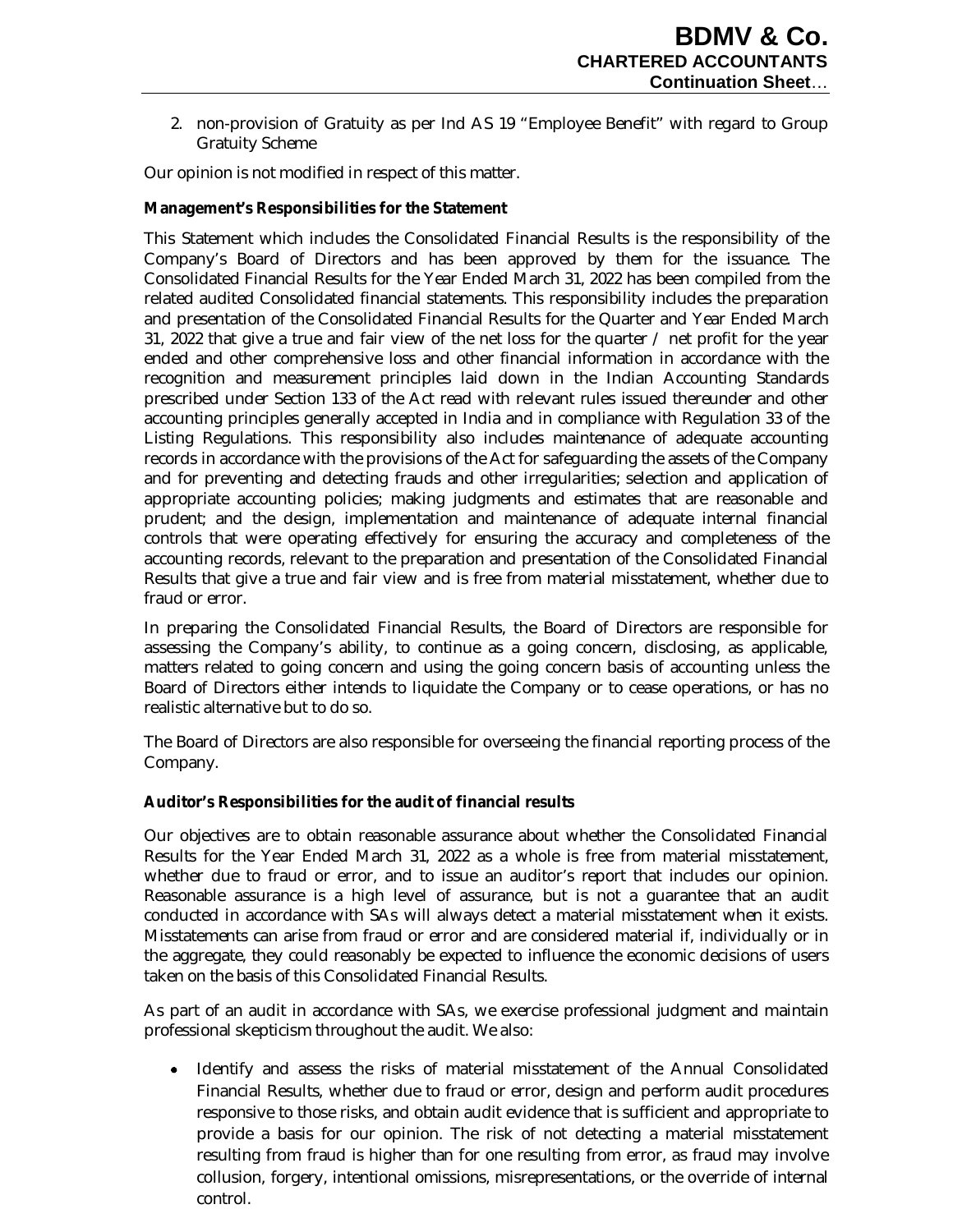2. non-provision of Gratuity as per Ind AS 19 "Employee Benefit" with regard to Group Gratuity Scheme

Our opinion is not modified in respect of this matter.

**Management's Responsibilities for the Statement**

This Statement which includes the Consolidated Financial Results is the responsibility of the Company's Board of Directors and has been approved by them for the issuance. The Consolidated Financial Results for the Year Ended March 31, 2022 has been compiled from the related audited Consolidated financial statements. This responsibility includes the preparation and presentation of the Consolidated Financial Results for the Quarter and Year Ended March 31, 2022 that give a true and fair view of the net loss for the quarter / net profit for the year ended and other comprehensive loss and other financial information in accordance with the recognition and measurement principles laid down in the Indian Accounting Standards prescribed under Section 133 of the Act read with relevant rules issued thereunder and other accounting principles generally accepted in India and in compliance with Regulation 33 of the Listing Regulations. This responsibility also includes maintenance of adequate accounting records in accordance with the provisions of the Act for safeguarding the assets of the Company and for preventing and detecting frauds and other irregularities; selection and application of appropriate accounting policies; making judgments and estimates that are reasonable and prudent; and the design, implementation and maintenance of adequate internal financial controls that were operating effectively for ensuring the accuracy and completeness of the accounting records, relevant to the preparation and presentation of the Consolidated Financial Results that give a true and fair view and is free from material misstatement, whether due to fraud or error.

In preparing the Consolidated Financial Results, the Board of Directors are responsible for assessing the Company's ability, to continue as a going concern, disclosing, as applicable, matters related to going concern and using the going concern basis of accounting unless the Board of Directors either intends to liquidate the Company or to cease operations, or has no realistic alternative but to do so.

The Board of Directors are also responsible for overseeing the financial reporting process of the Company.

**Auditor's Responsibilities for the audit of financial results**

Our objectives are to obtain reasonable assurance about whether the Consolidated Financial Results for the Year Ended March 31, 2022 as a whole is free from material misstatement, whether due to fraud or error, and to issue an auditor's report that includes our opinion. Reasonable assurance is a high level of assurance, but is not a guarantee that an audit conducted in accordance with SAs will always detect a material misstatement when it exists. Misstatements can arise from fraud or error and are considered material if, individually or in the aggregate, they could reasonably be expected to influence the economic decisions of users taken on the basis of this Consolidated Financial Results.

As part of an audit in accordance with SAs, we exercise professional judgment and maintain professional skepticism throughout the audit. We also:

- Identify and assess the risks of material misstatement of the Annual Consolidated Financial Results, whether due to fraud or error, design and perform audit procedures responsive to those risks, and obtain audit evidence that is sufficient and appropriate to provide a basis for our opinion. The risk of not detecting a material misstatement resulting from fraud is higher than for one resulting from error, as fraud may involve collusion, forgery, intentional omissions, misrepresentations, or the override of internal control.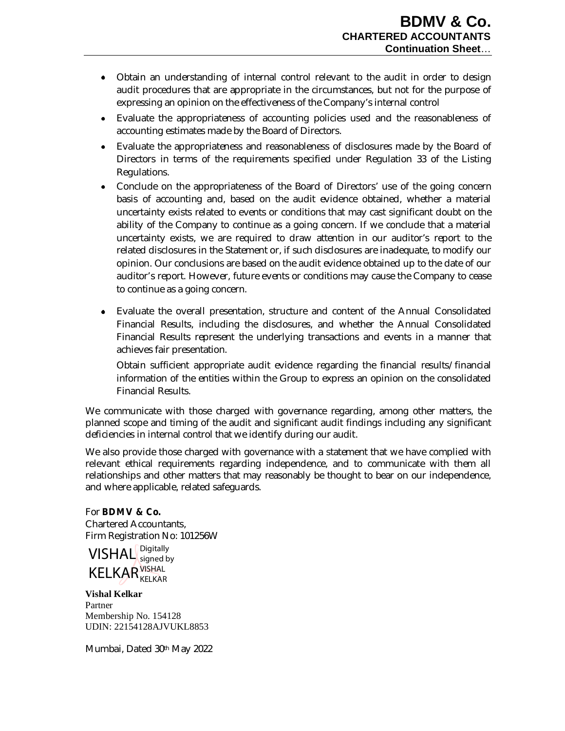- Obtain an understanding of internal control relevant to the audit in order to design audit procedures that are appropriate in the circumstances, but not for the purpose of expressing an opinion on the effectiveness of the Company's internal control
- Evaluate the appropriateness of accounting policies used and the reasonableness of accounting estimates made by the Board of Directors.
- Evaluate the appropriateness and reasonableness of disclosures made by the Board of Directors in terms of the requirements specified under Regulation 33 of the Listing Regulations.
- Conclude on the appropriateness of the Board of Directors' use of the going concern basis of accounting and, based on the audit evidence obtained, whether a material uncertainty exists related to events or conditions that may cast significant doubt on the ability of the Company to continue as a going concern. If we conclude that a material uncertainty exists, we are required to draw attention in our auditor's report to the related disclosures in the Statement or, if such disclosures are inadequate, to modify our opinion. Our conclusions are based on the audit evidence obtained up to the date of our auditor's report. However, future events or conditions may cause the Company to cease to continue as a going concern.
- Evaluate the overall presentation, structure and content of the Annual Consolidated Financial Results, including the disclosures, and whether the Annual Consolidated Financial Results represent the underlying transactions and events in a manner that achieves fair presentation.

  Obtain sufficient appropriate audit evidence regarding the financial results/financial information of the entities within the Group to express an opinion on the consolidated Financial Results.

We communicate with those charged with governance regarding, among other matters, the planned scope and timing of the audit and significant audit findings including any significant deficiencies in internal control that we identify during our audit.

We also provide those charged with governance with a statement that we have complied with relevant ethical requirements regarding independence, and to communicate with them all relationships and other matters that may reasonably be thought to bear on our independence, and where applicable, related safeguards.

For **BDMV & Co.**
Chartered Accountants,
Firm Registration No: 101256W

VISHAL KELKAR Digitally signed by VISHAL KELKAR

**Vishal Kelkar**
Partner
Membership No. 154128
UDIN: 22154128AJVUKL8853

Mumbai, Dated 30th May 2022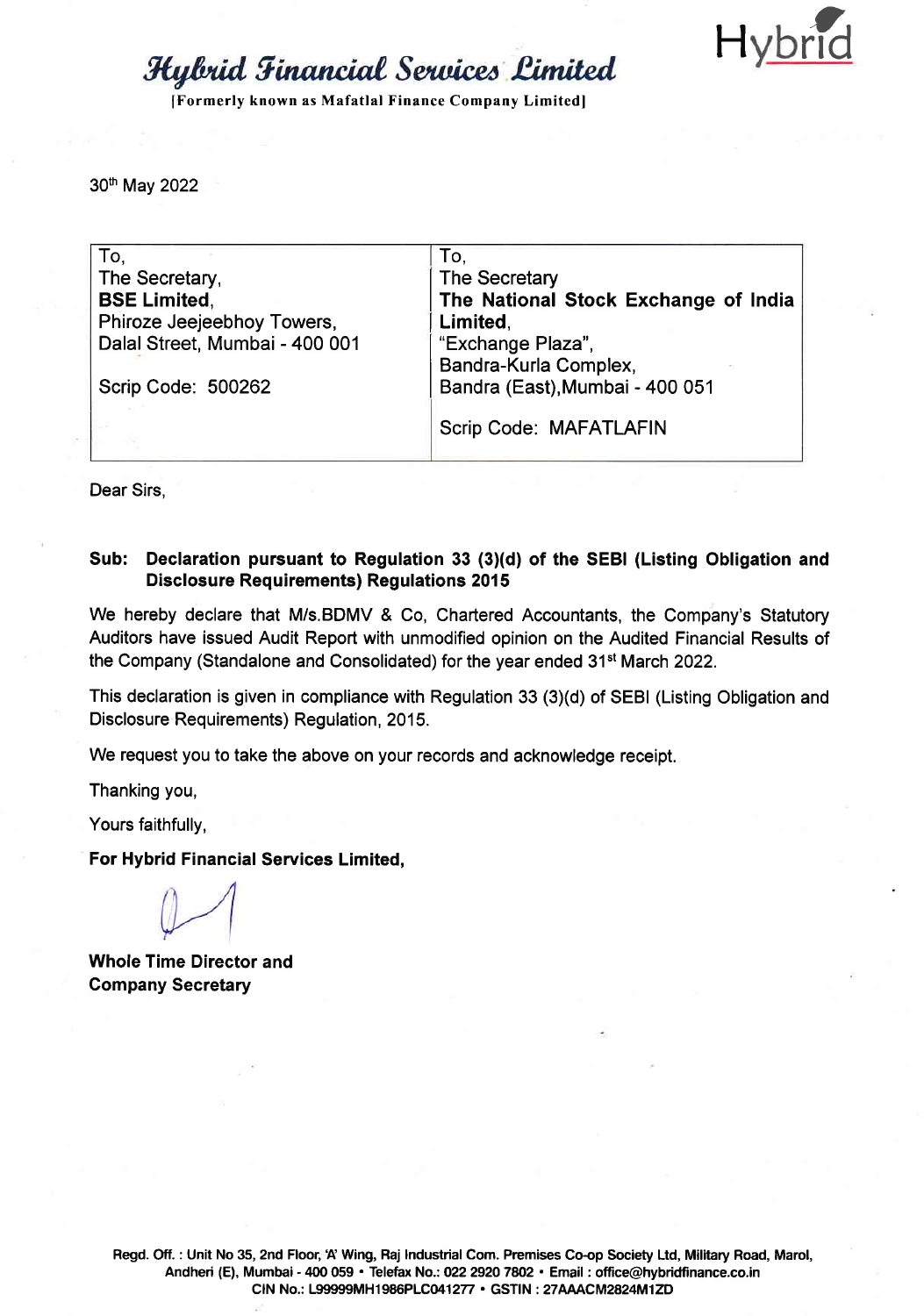# *Hybrid Financial Services Limited*

**[Formerly known as Mafatlal Finance Company Limited]**

Hybrid

30th May 2022

| | |
|---|---|
| To,<br>The Secretary,<br>**BSE Limited**,<br>Phiroze Jeejeebhoy Towers,<br>Dalal Street, Mumbai - 400 001<br><br>Scrip Code: 500262 | To,<br>The Secretary<br>**The National Stock Exchange of India Limited**,<br>"Exchange Plaza",<br>Bandra-Kurla Complex,<br>Bandra (East),Mumbai - 400 051<br><br>Scrip Code: MAFATLAFIN |

Dear Sirs,

**Sub: Declaration pursuant to Regulation 33 (3)(d) of the SEBI (Listing Obligation and Disclosure Requirements) Regulations 2015**

We hereby declare that M/s.BDMV & Co, Chartered Accountants, the Company's Statutory Auditors have issued Audit Report with unmodified opinion on the Audited Financial Results of the Company (Standalone and Consolidated) for the year ended 31st March 2022.

This declaration is given in compliance with Regulation 33 (3)(d) of SEBI (Listing Obligation and Disclosure Requirements) Regulation, 2015.

We request you to take the above on your records and acknowledge receipt.

Thanking you,

Yours faithfully,

**For Hybrid Financial Services Limited,**

**Whole Time Director and Company Secretary**

Regd. Off. : Unit No 35, 2nd Floor, 'A' Wing, Raj Industrial Com. Premises Co-op Society Ltd, Military Road, Marol, Andheri (E), Mumbai - 400 059 • Telefax No.: 022 2920 7802 • Email : office@hybridfinance.co.in
CIN No.: L99999MH1986PLC041277 • GSTIN : 27AAACM2824M1ZD